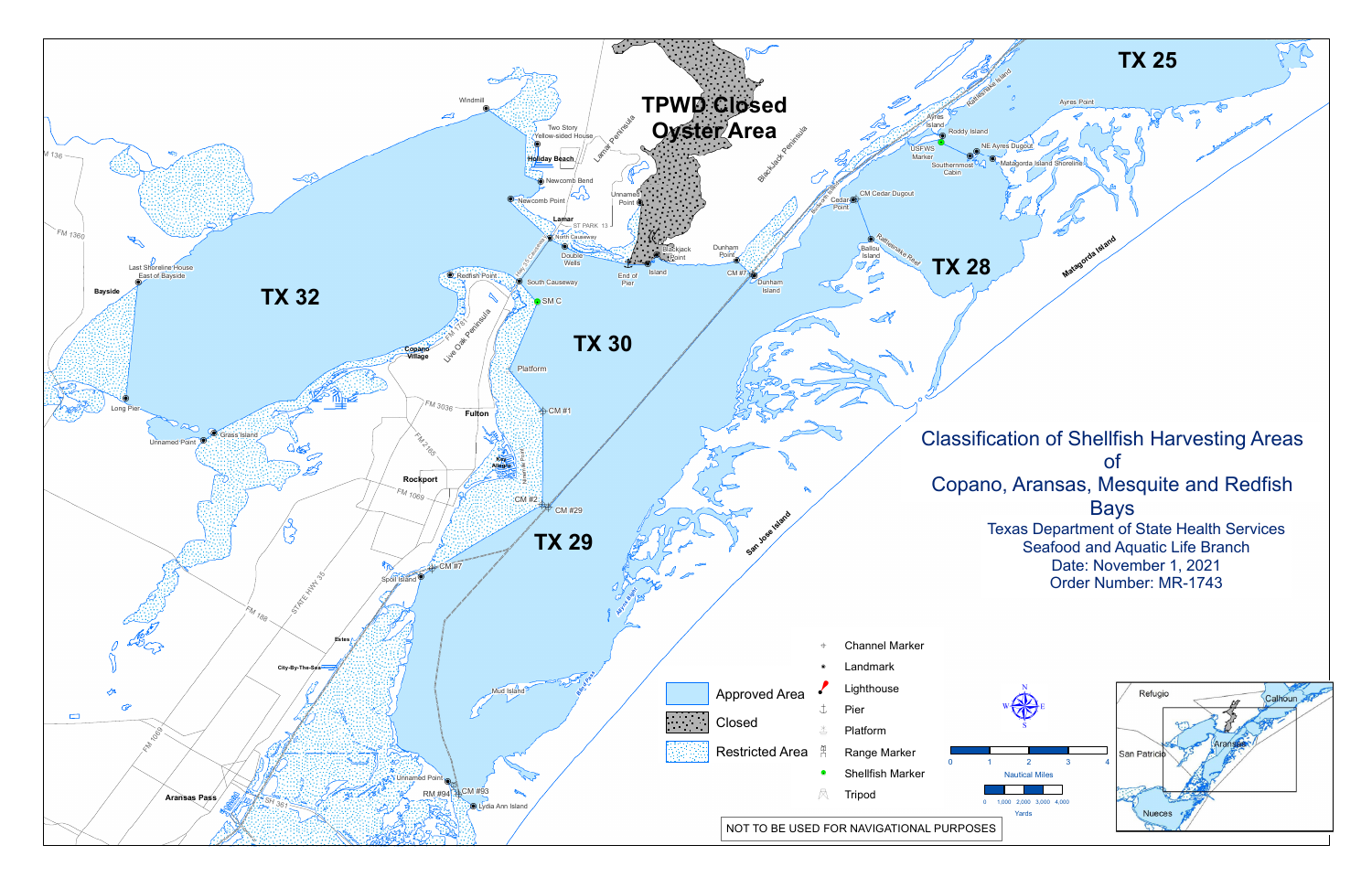# Classification of Shellfish Harvesting Areas of Copano, Aransas, Mesquite and Redfish Bays

Texas Department of State Health Services
Seafood and Aquatic Life Branch
Date: November 1, 2021
Order Number: MR-1743

TX 25

TX 28

TX 29

TX 30

TX 32

TPWD Closed Oyster Area

**Legend**

- Approved Area
- Closed
- Restricted Area
- Channel Marker
- Landmark
- Lighthouse
- Pier
- Platform
- Range Marker
- Shellfish Marker
- Tripod

0 1 2 3 4 Nautical Miles

0 1,000 2,000 3,000 4,000 Yards

Refugio, Calhoun, San Patricio, Aransas, Nueces

NOT TO BE USED FOR NAVIGATIONAL PURPOSES

Windmill, Two Story Yellow-sided House, Holiday Beach, Newcomb Bend, Newcomb Point, Lamar, ST PARK 13, North Causeway, Double Wells, South Causeway, SM C, Redfish Point, Last Shoreline House East of Bayside, Bayside, Copano Village, Live Oak Peninsula, FM 1781, Long Pier, Grass Island, Unnamed Point, FM 3036, Fulton, FM 2165, Key Allegro, Rockport, FM 1069, Platform, CM #1, CM #2, CM #29, CM #7, Spoil Island, Estes, City-By-The-Sea, FM 188, STATE HWY 35, FM 1069, Aransas Pass, SH 361, Unnamed Point, RM #94, CM #93, Lydia Ann Island, Mud Island, Unnamed Point, Blackjack Point, Island, End of Pier, Dunham Point, CM #7, Dunham Island, Lamar Peninsula, Blackjack Peninsula, Cedar Point, CM Cedar Dugout, Ballou Island, Rattlesnake Reef, USFWS Marker, Ayres Island, Roddy Island, Southernmost Cabin, NE Ayres Dugout, Matagorda Island Shoreline, Ayres Point, Matagorda Island, San Jose Island, FM 136, FM 1360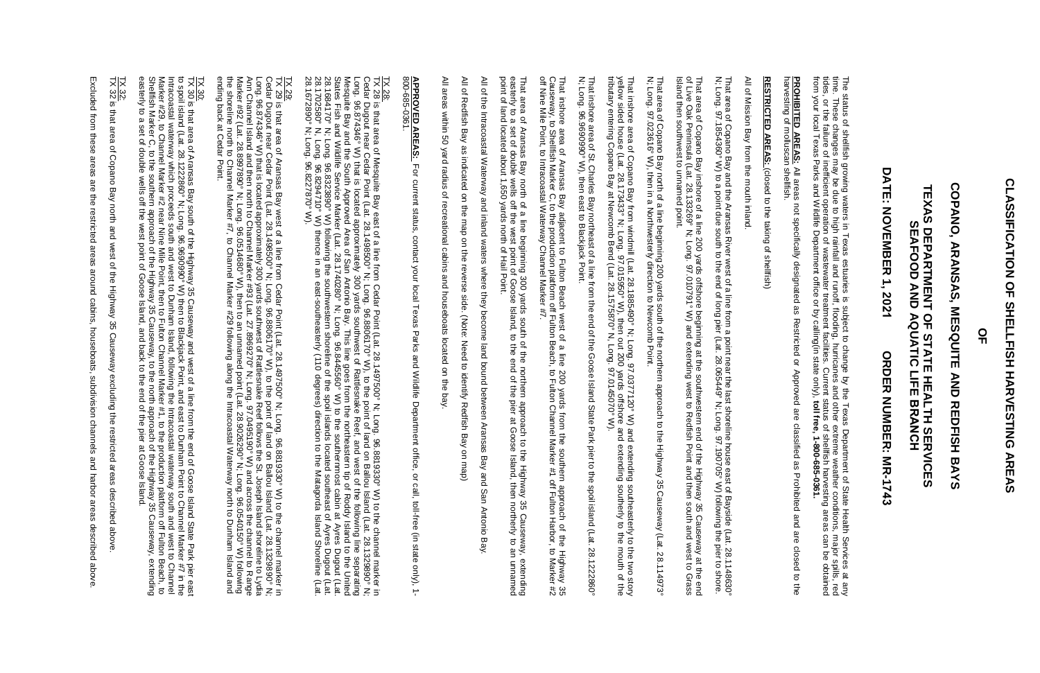# CLASSIFICATION OF SHELLFISH HARVESTING AREAS

# OF

# COPANO, ARANSAS, MESQUITE AND REDFISH BAYS

## TEXAS DEPARTMENT OF STATE HEALTH SERVICES SEAFOOD AND AQUATIC LIFE BRANCH

## DATE: NOVEMBER 1, 2021 ORDER NUMBER: MR-1743

The status of shellfish growing waters in Texas estuaries is subject to change by the Texas Department of State Health Services at any time. These changes may be due to high rainfall and runoff, flooding, hurricanes and other extreme weather conditions, major spills, red tides, or the failure of inefficient operation of wastewater treatment facilities. Current status of shellfish harvesting areas can be obtained from your local Texas Parks and Wildlife Department office or by calling(in state only), **toll free, 1-800-685-0361.**

**PROHIBITED AREAS:** All areas not specifically designated as Restricted or Approved are classified as Prohibited and are closed to the harvesting of molluscan shellfish.

**RESTRICTED AREAS:** (closed to the taking of shellfish)

All of Mission Bay from the mouth inland.

That area of Copano Bay and the Aransas River west of a line from a point near the last shoreline house east of Bayside (Lat. 28.114863° N, Long. 97.185436° W) to a point due south to the end of long pier (Lat. 28.065449° N, Long. 97.190705° W) following the pier to shore.

That area of Copano Bay inshore of a line 200 yards offshore beginning at the southwestern end of the Highway 35 Causeway at the end of Live Oak Peninsula (Lat. 28.132697° N, Long. 97.010791° W) and extending west to Redfish Point and then south and west to Grass Island then southwest to unnamed point.

That area of Copano Bay north of a line beginning 200 yards south of the northern approach to the Highway 35 Causeway (Lat. 28.114973° N, Long. 97.023616° W), then in a Northwesterly direction to Newcomb Point.

That inshore area of Copano Bay from windmill (Lat. 28.188549° N, Long. 97.037712° W) and extending southeasterly to the two story yellow sided house (Lat. 28.173433° N, Long. 97.015950° W), then out 200 yards offshore and extending southerly to the mouth of the tributary entering Copano Bay at Newcomb Bend (Lat. 28.157587° N, Long. 97.014507° W).

That inshore area of St. Charles Bay northeast of a line from the end of the Goose Island State Park pier to the spoil island (Lat. 28.122286° N, Long. 96.969099° W), then east to Blackjack Point.

That inshore area of Aransas Bay adjacent to Fulton Beach west of a line 200 yards from the southern approach of the Highway 35 Causeway, to Shellfish Marker C, to the production platform off Fulton Beach, to Fulton Channel Marker #1 off Fulton Harbor, to Marker #2 off Nine Mile Point, to Intracoastal Waterway Channel Marker #7.

That area of Aransas Bay north of a line beginning 300 yards south of the northern approach to the Highway 35 Causeway, extending easterly to a set of double wells off the west point of Goose Island, to the end of the pier at Goose Island, then northerly to an unnamed point of land located about 1,650 yards north of Hail Point.

All of the Intracoastal Waterway and inland waters where they become land bound between Aransas Bay and San Antonio Bay.

All of Redfish Bay as indicated on the map on the reverse side. (Note: Need to identify Redfish Bay on map)

All areas within 50 yard radius of recreational cabins and houseboats located on the bay.

**APPROVED AREAS:** For current status, contact your local Texas Parks and Wildlife Department office, or call, toll-free (in state only), 1-800-685-0361.

TX 28:
TX 28 is that area of Mesquite Bay east of a line from Cedar Point (Lat. 28.149750° N, Long. 96.881933° W) to the channel marker in Cedar Dugout near Cedar Point (Lat. 28.149850° N, Long. 96.880617° W), to the point of land on Ballou Island (Lat. 28.132989° N, Long. 96.874346° W) that is located approximately 300 yards southwest of Rattlesnake Reef, and west of the following line separating Mesquite Bay and the South Approved Area of San Antonio Bay. This line goes from the northeastern tip of Roddy Island to the United States Fish and Wildlife Service Marker (Lat. 28.174028° N, Long. 96.844556° W) to the southernmost cabin at Ayres Dugout (Lat. 28.168417° N, Long. 96.832389° W) following the southwestern shoreline of the spoil islands located southeast of Ayres Dugout (Lat. 28.170258° N, Long. 96.829471° W) thence in an east-southeasterly (110 degrees) direction to the Matagorda Island Shoreline (Lat. 28.167289° N, Long. 96.822787° W).

TX 29:
TX 29 is that area of Aransas Bay west of a line from Cedar Point (Lat. 28.149750° N, Long. 96.881933° W) to the channel marker in Cedar Dugout near Cedar Point (Lat. 28.149850° N, Long. 96.880617° W), to the point of land on Ballou Island (Lat. 28.132989° N; Long. 96.874346° W) that is located approximately 300 yards southwest of Rattlesnake Reef follows the St. Joseph Island shoreline to Lydia Ann Channel Island and then north to Channel Marker #93 (Lat. 27.896927° N, Long. 97.049519° W) and across the channel to Range Marker #92 (Lat. 28.899789° N, Long. 96.051468° W), then to an unnamed point (Lat. 28.902629° N, Long. 96.054015° W) following the shoreline north to Channel Marker #7, to Channel Marker #29 following along the Intracoastal Waterway north to Dunham Island and ending back at Cedar Point.

TX 30:
TX 30 is that area of Aransas Bay south of the Highway 35 Causeway and west of a line from the end of Goose Island State Park pier east to spoil island (Lat. 28.122286° N, Long. 96.969099° W) then to Blackjack Point, and east to Dunham Point to Channel Marker #7 in the Intracoastal waterway which proceeds south and west to Dunham Island, following the Intracoastal waterway south and west to Channel Marker #29, to Channel Marker #2 near Nine Mile Point, then to Fulton Channel Marker #1, to the production platform off Fulton Beach, to Shellfish Marker C, to the southern approach of the Highway 35 Causeway, to the north approach of the Highway 35 Causeway, extending easterly to a set of double wells off the west point of Goose Island, and back to the end of the pier at Goose Island.

TX 32:
TX 32 is that area of Copano Bay north and west of the Highway 35 Causeway excluding the restricted areas described above.

Excluded from these areas are the restricted areas around cabins, houseboats, subdivision channels and harbor areas described above.